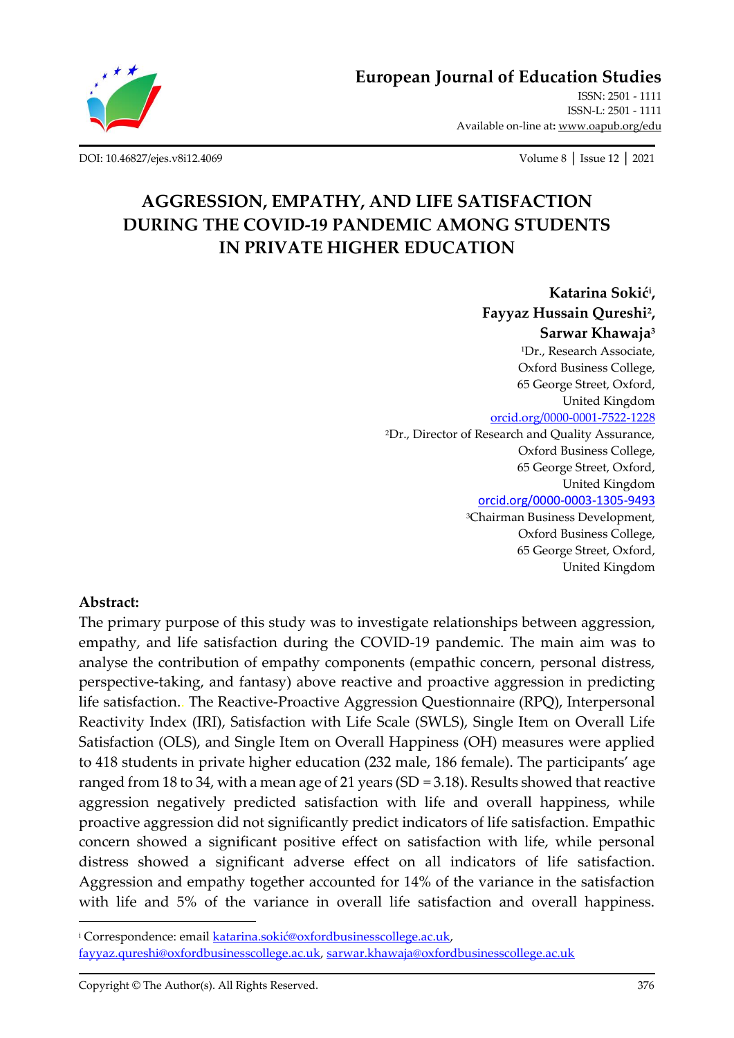# European Journal of Education Studies

ISSN: 2501 - 1111
ISSN-L: 2501 - 1111
Available on-line at: www.oapub.org/edu

DOI: 10.46827/ejes.v8i12.4069

# AGGRESSION, EMPATHY, AND LIFE SATISFACTION DURING THE COVID-19 PANDEMIC AMONG STUDENTS IN PRIVATE HIGHER EDUCATION

**Katarina Sokić[i],**
**Fayyaz Hussain Qureshi[2],**
**Sarwar Khawaja[3]**

[1]Dr., Research Associate,
Oxford Business College,
65 George Street, Oxford,
United Kingdom
orcid.org/0000-0001-7522-1228

[2]Dr., Director of Research and Quality Assurance,
Oxford Business College,
65 George Street, Oxford,
United Kingdom
orcid.org/0000-0003-1305-9493

[3]Chairman Business Development,
Oxford Business College,
65 George Street, Oxford,
United Kingdom

**Abstract:**

The primary purpose of this study was to investigate relationships between aggression, empathy, and life satisfaction during the COVID-19 pandemic. The main aim was to analyse the contribution of empathy components (empathic concern, personal distress, perspective-taking, and fantasy) above reactive and proactive aggression in predicting life satisfaction. The Reactive-Proactive Aggression Questionnaire (RPQ), Interpersonal Reactivity Index (IRI), Satisfaction with Life Scale (SWLS), Single Item on Overall Life Satisfaction (OLS), and Single Item on Overall Happiness (OH) measures were applied to 418 students in private higher education (232 male, 186 female). The participants' age ranged from 18 to 34, with a mean age of 21 years (SD = 3.18). Results showed that reactive aggression negatively predicted satisfaction with life and overall happiness, while proactive aggression did not significantly predict indicators of life satisfaction. Empathic concern showed a significant positive effect on satisfaction with life, while personal distress showed a significant adverse effect on all indicators of life satisfaction. Aggression and empathy together accounted for 14% of the variance in the satisfaction with life and 5% of the variance in overall life satisfaction and overall happiness.

---

[i] Correspondence: email katarina.sokić@oxfordbusinesscollege.ac.uk, fayyaz.qureshi@oxfordbusinesscollege.ac.uk, sarwar.khawaja@oxfordbusinesscollege.ac.uk

Copyright © The Author(s). All Rights Reserved.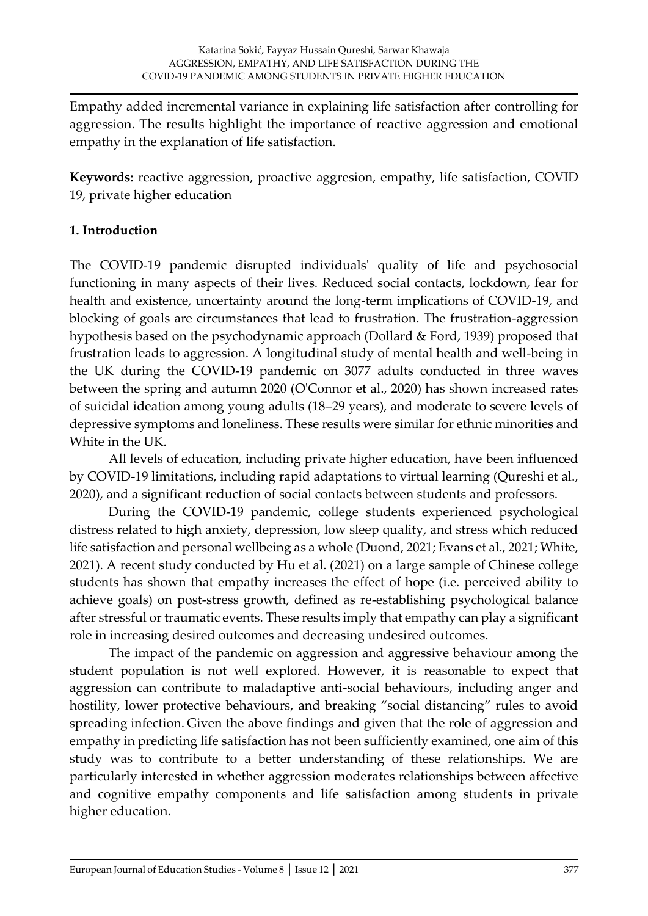Empathy added incremental variance in explaining life satisfaction after controlling for aggression. The results highlight the importance of reactive aggression and emotional empathy in the explanation of life satisfaction.

**Keywords:** reactive aggression, proactive aggresion, empathy, life satisfaction, COVID 19, private higher education

## 1. Introduction

The COVID-19 pandemic disrupted individuals' quality of life and psychosocial functioning in many aspects of their lives. Reduced social contacts, lockdown, fear for health and existence, uncertainty around the long-term implications of COVID-19, and blocking of goals are circumstances that lead to frustration. The frustration-aggression hypothesis based on the psychodynamic approach (Dollard & Ford, 1939) proposed that frustration leads to aggression. A longitudinal study of mental health and well-being in the UK during the COVID-19 pandemic on 3077 adults conducted in three waves between the spring and autumn 2020 (O'Connor et al., 2020) has shown increased rates of suicidal ideation among young adults (18–29 years), and moderate to severe levels of depressive symptoms and loneliness. These results were similar for ethnic minorities and White in the UK.

All levels of education, including private higher education, have been influenced by COVID-19 limitations, including rapid adaptations to virtual learning (Qureshi et al., 2020), and a significant reduction of social contacts between students and professors.

During the COVID-19 pandemic, college students experienced psychological distress related to high anxiety, depression, low sleep quality, and stress which reduced life satisfaction and personal wellbeing as a whole (Duond, 2021; Evans et al., 2021; White, 2021). A recent study conducted by Hu et al. (2021) on a large sample of Chinese college students has shown that empathy increases the effect of hope (i.e. perceived ability to achieve goals) on post-stress growth, defined as re-establishing psychological balance after stressful or traumatic events. These results imply that empathy can play a significant role in increasing desired outcomes and decreasing undesired outcomes.

The impact of the pandemic on aggression and aggressive behaviour among the student population is not well explored. However, it is reasonable to expect that aggression can contribute to maladaptive anti-social behaviours, including anger and hostility, lower protective behaviours, and breaking "social distancing" rules to avoid spreading infection. Given the above findings and given that the role of aggression and empathy in predicting life satisfaction has not been sufficiently examined, one aim of this study was to contribute to a better understanding of these relationships. We are particularly interested in whether aggression moderates relationships between affective and cognitive empathy components and life satisfaction among students in private higher education.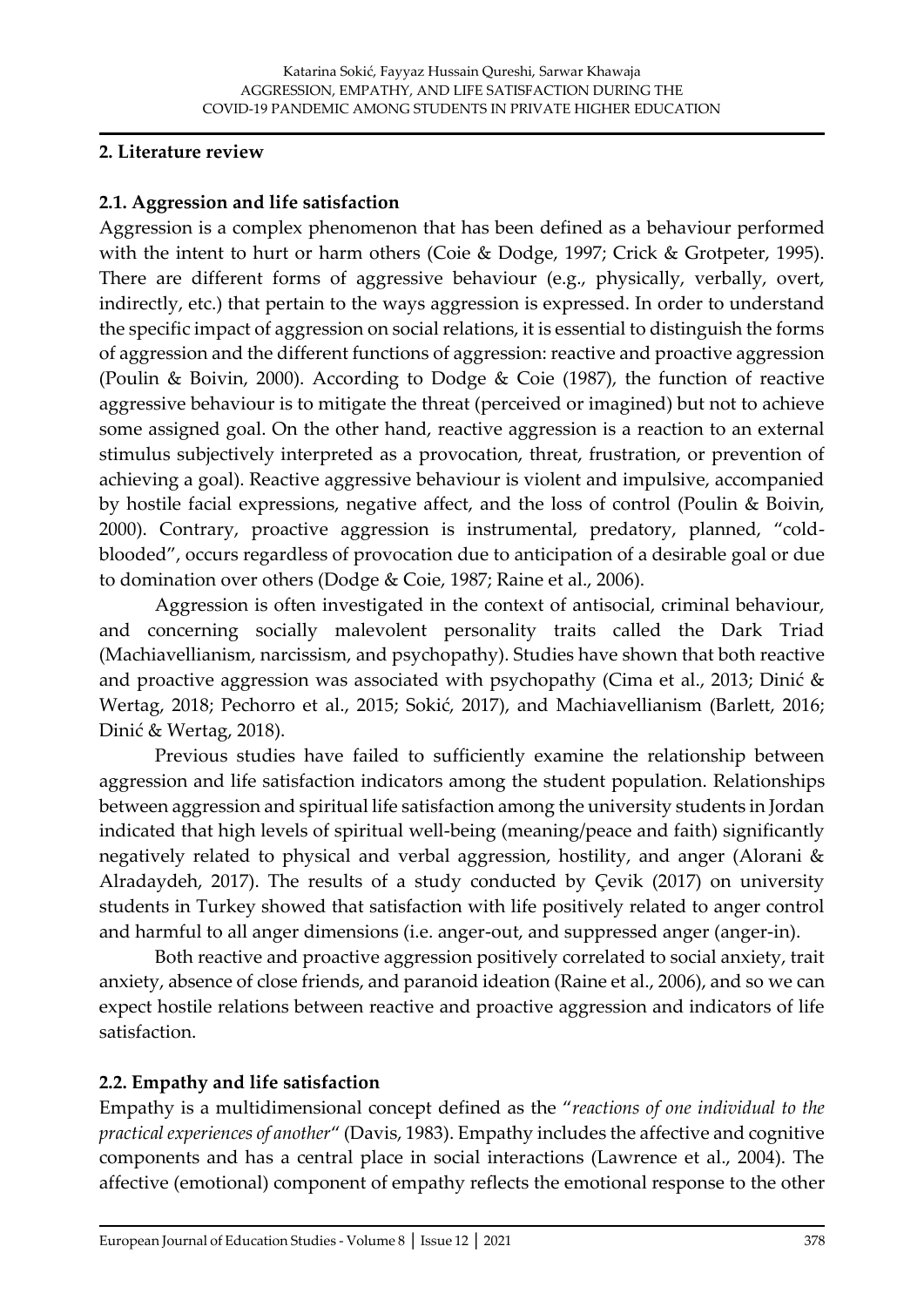## 2. Literature review

### 2.1. Aggression and life satisfaction

Aggression is a complex phenomenon that has been defined as a behaviour performed with the intent to hurt or harm others (Coie & Dodge, 1997; Crick & Grotpeter, 1995). There are different forms of aggressive behaviour (e.g., physically, verbally, overt, indirectly, etc.) that pertain to the ways aggression is expressed. In order to understand the specific impact of aggression on social relations, it is essential to distinguish the forms of aggression and the different functions of aggression: reactive and proactive aggression (Poulin & Boivin, 2000). According to Dodge & Coie (1987), the function of reactive aggressive behaviour is to mitigate the threat (perceived or imagined) but not to achieve some assigned goal. On the other hand, reactive aggression is a reaction to an external stimulus subjectively interpreted as a provocation, threat, frustration, or prevention of achieving a goal). Reactive aggressive behaviour is violent and impulsive, accompanied by hostile facial expressions, negative affect, and the loss of control (Poulin & Boivin, 2000). Contrary, proactive aggression is instrumental, predatory, planned, "cold-blooded", occurs regardless of provocation due to anticipation of a desirable goal or due to domination over others (Dodge & Coie, 1987; Raine et al., 2006).

Aggression is often investigated in the context of antisocial, criminal behaviour, and concerning socially malevolent personality traits called the Dark Triad (Machiavellianism, narcissism, and psychopathy). Studies have shown that both reactive and proactive aggression was associated with psychopathy (Cima et al., 2013; Dinić & Wertag, 2018; Pechorro et al., 2015; Sokić, 2017), and Machiavellianism (Barlett, 2016; Dinić & Wertag, 2018).

Previous studies have failed to sufficiently examine the relationship between aggression and life satisfaction indicators among the student population. Relationships between aggression and spiritual life satisfaction among the university students in Jordan indicated that high levels of spiritual well-being (meaning/peace and faith) significantly negatively related to physical and verbal aggression, hostility, and anger (Alorani & Alradaydeh, 2017). The results of a study conducted by Çevik (2017) on university students in Turkey showed that satisfaction with life positively related to anger control and harmful to all anger dimensions (i.e. anger-out, and suppressed anger (anger-in).

Both reactive and proactive aggression positively correlated to social anxiety, trait anxiety, absence of close friends, and paranoid ideation (Raine et al., 2006), and so we can expect hostile relations between reactive and proactive aggression and indicators of life satisfaction.

### 2.2. Empathy and life satisfaction

Empathy is a multidimensional concept defined as the "*reactions of one individual to the practical experiences of another*" (Davis, 1983). Empathy includes the affective and cognitive components and has a central place in social interactions (Lawrence et al., 2004). The affective (emotional) component of empathy reflects the emotional response to the other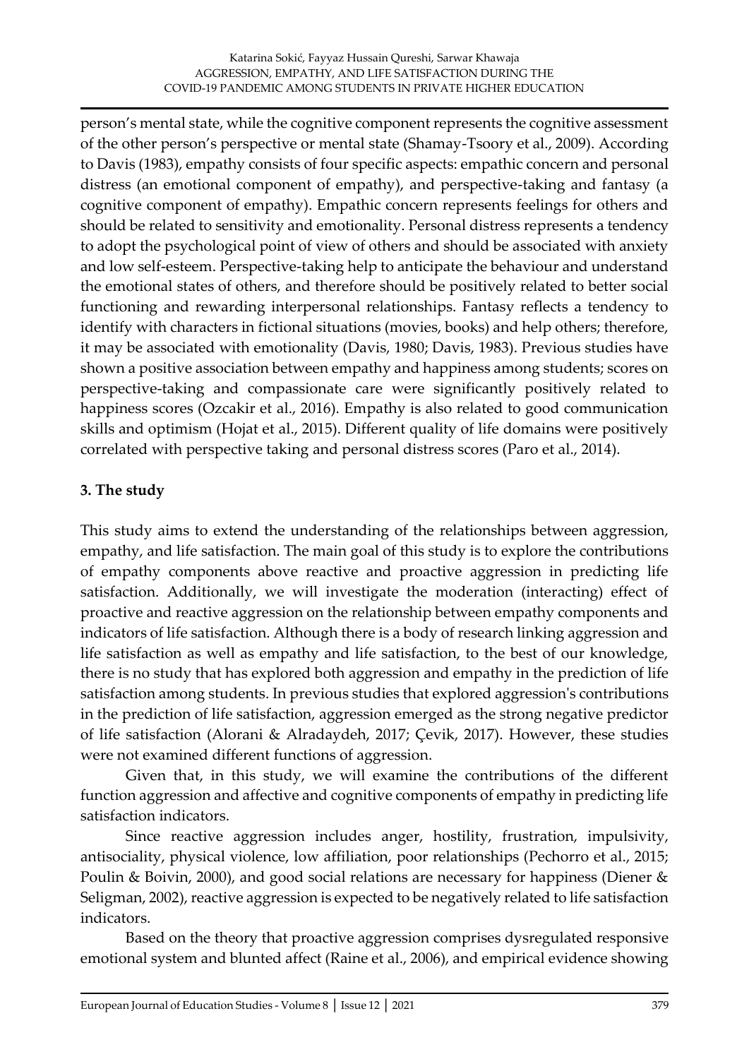person's mental state, while the cognitive component represents the cognitive assessment of the other person's perspective or mental state (Shamay-Tsoory et al., 2009). According to Davis (1983), empathy consists of four specific aspects: empathic concern and personal distress (an emotional component of empathy), and perspective-taking and fantasy (a cognitive component of empathy). Empathic concern represents feelings for others and should be related to sensitivity and emotionality. Personal distress represents a tendency to adopt the psychological point of view of others and should be associated with anxiety and low self-esteem. Perspective-taking help to anticipate the behaviour and understand the emotional states of others, and therefore should be positively related to better social functioning and rewarding interpersonal relationships. Fantasy reflects a tendency to identify with characters in fictional situations (movies, books) and help others; therefore, it may be associated with emotionality (Davis, 1980; Davis, 1983). Previous studies have shown a positive association between empathy and happiness among students; scores on perspective-taking and compassionate care were significantly positively related to happiness scores (Ozcakir et al., 2016). Empathy is also related to good communication skills and optimism (Hojat et al., 2015). Different quality of life domains were positively correlated with perspective taking and personal distress scores (Paro et al., 2014).

## 3. The study

This study aims to extend the understanding of the relationships between aggression, empathy, and life satisfaction. The main goal of this study is to explore the contributions of empathy components above reactive and proactive aggression in predicting life satisfaction. Additionally, we will investigate the moderation (interacting) effect of proactive and reactive aggression on the relationship between empathy components and indicators of life satisfaction. Although there is a body of research linking aggression and life satisfaction as well as empathy and life satisfaction, to the best of our knowledge, there is no study that has explored both aggression and empathy in the prediction of life satisfaction among students. In previous studies that explored aggression's contributions in the prediction of life satisfaction, aggression emerged as the strong negative predictor of life satisfaction (Alorani & Alradaydeh, 2017; Çevik, 2017). However, these studies were not examined different functions of aggression.

Given that, in this study, we will examine the contributions of the different function aggression and affective and cognitive components of empathy in predicting life satisfaction indicators.

Since reactive aggression includes anger, hostility, frustration, impulsivity, antisociality, physical violence, low affiliation, poor relationships (Pechorro et al., 2015; Poulin & Boivin, 2000), and good social relations are necessary for happiness (Diener & Seligman, 2002), reactive aggression is expected to be negatively related to life satisfaction indicators.

Based on the theory that proactive aggression comprises dysregulated responsive emotional system and blunted affect (Raine et al., 2006), and empirical evidence showing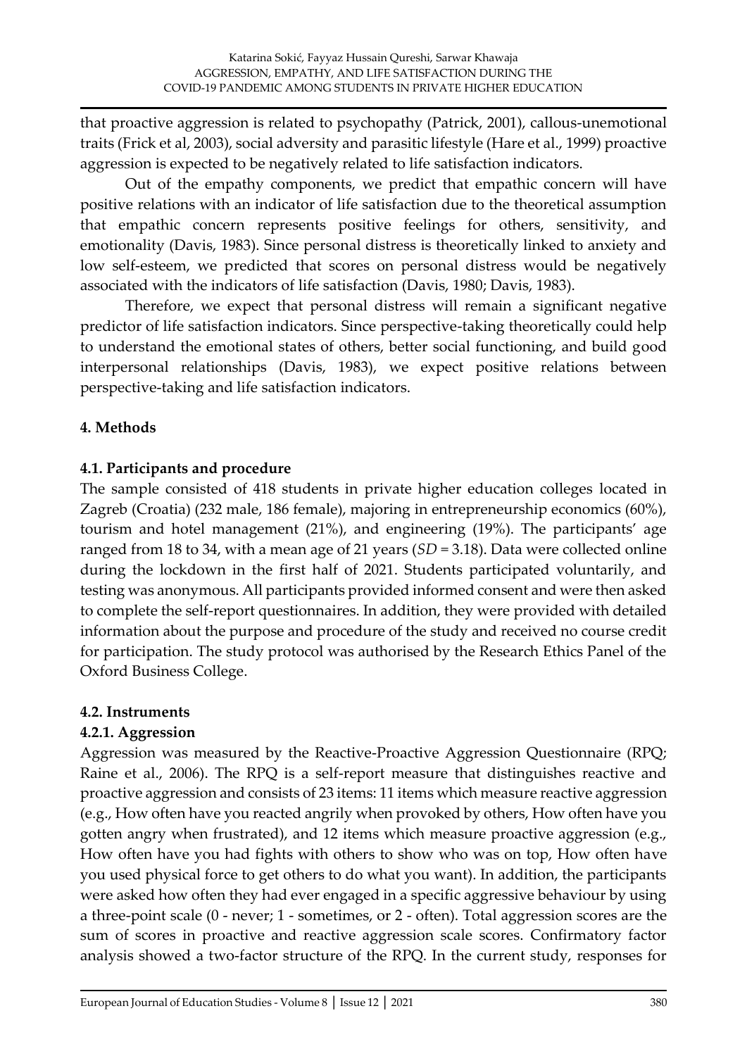that proactive aggression is related to psychopathy (Patrick, 2001), callous-unemotional traits (Frick et al, 2003), social adversity and parasitic lifestyle (Hare et al., 1999) proactive aggression is expected to be negatively related to life satisfaction indicators.

Out of the empathy components, we predict that empathic concern will have positive relations with an indicator of life satisfaction due to the theoretical assumption that empathic concern represents positive feelings for others, sensitivity, and emotionality (Davis, 1983). Since personal distress is theoretically linked to anxiety and low self-esteem, we predicted that scores on personal distress would be negatively associated with the indicators of life satisfaction (Davis, 1980; Davis, 1983).

Therefore, we expect that personal distress will remain a significant negative predictor of life satisfaction indicators. Since perspective-taking theoretically could help to understand the emotional states of others, better social functioning, and build good interpersonal relationships (Davis, 1983), we expect positive relations between perspective-taking and life satisfaction indicators.

## 4. Methods

### 4.1. Participants and procedure

The sample consisted of 418 students in private higher education colleges located in Zagreb (Croatia) (232 male, 186 female), majoring in entrepreneurship economics (60%), tourism and hotel management (21%), and engineering (19%). The participants' age ranged from 18 to 34, with a mean age of 21 years (*SD* = 3.18). Data were collected online during the lockdown in the first half of 2021. Students participated voluntarily, and testing was anonymous. All participants provided informed consent and were then asked to complete the self-report questionnaires. In addition, they were provided with detailed information about the purpose and procedure of the study and received no course credit for participation. The study protocol was authorised by the Research Ethics Panel of the Oxford Business College.

### 4.2. Instruments

#### 4.2.1. Aggression

Aggression was measured by the Reactive-Proactive Aggression Questionnaire (RPQ; Raine et al., 2006). The RPQ is a self-report measure that distinguishes reactive and proactive aggression and consists of 23 items: 11 items which measure reactive aggression (e.g., How often have you reacted angrily when provoked by others, How often have you gotten angry when frustrated), and 12 items which measure proactive aggression (e.g., How often have you had fights with others to show who was on top, How often have you used physical force to get others to do what you want). In addition, the participants were asked how often they had ever engaged in a specific aggressive behaviour by using a three-point scale (0 - never; 1 - sometimes, or 2 - often). Total aggression scores are the sum of scores in proactive and reactive aggression scale scores. Confirmatory factor analysis showed a two-factor structure of the RPQ. In the current study, responses for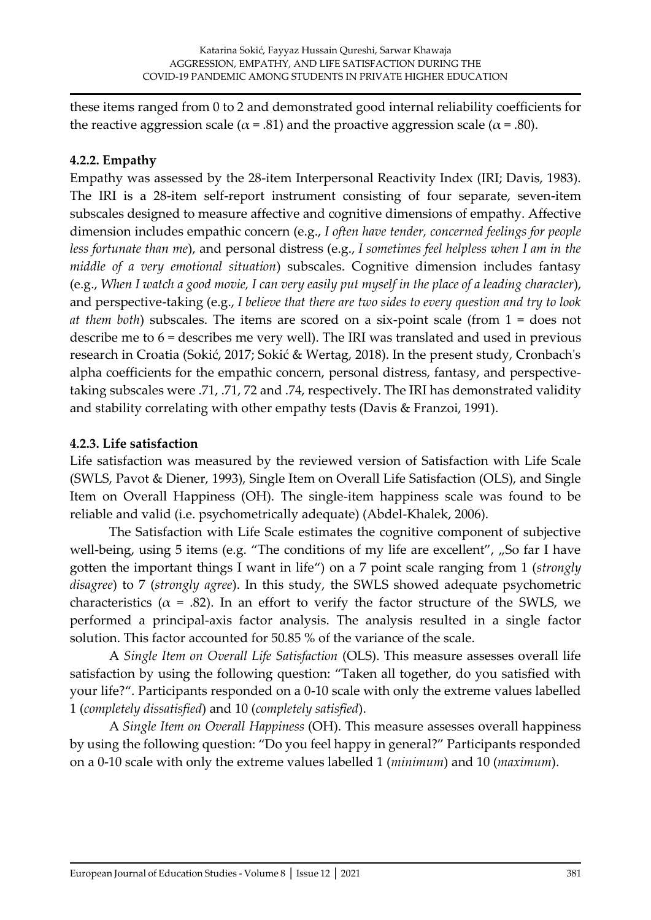these items ranged from 0 to 2 and demonstrated good internal reliability coefficients for the reactive aggression scale ($\alpha$ = .81) and the proactive aggression scale ($\alpha$ = .80).

### 4.2.2. Empathy

Empathy was assessed by the 28-item Interpersonal Reactivity Index (IRI; Davis, 1983). The IRI is a 28-item self-report instrument consisting of four separate, seven-item subscales designed to measure affective and cognitive dimensions of empathy. Affective dimension includes empathic concern (e.g., *I often have tender, concerned feelings for people less fortunate than me*), and personal distress (e.g., *I sometimes feel helpless when I am in the middle of a very emotional situation*) subscales. Cognitive dimension includes fantasy (e.g., *When I watch a good movie, I can very easily put myself in the place of a leading character*), and perspective-taking (e.g., *I believe that there are two sides to every question and try to look at them both*) subscales. The items are scored on a six-point scale (from 1 = does not describe me to 6 = describes me very well). The IRI was translated and used in previous research in Croatia (Sokić, 2017; Sokić & Wertag, 2018). In the present study, Cronbach's alpha coefficients for the empathic concern, personal distress, fantasy, and perspective-taking subscales were .71, .71, 72 and .74, respectively. The IRI has demonstrated validity and stability correlating with other empathy tests (Davis & Franzoi, 1991).

### 4.2.3. Life satisfaction

Life satisfaction was measured by the reviewed version of Satisfaction with Life Scale (SWLS, Pavot & Diener, 1993), Single Item on Overall Life Satisfaction (OLS), and Single Item on Overall Happiness (OH). The single-item happiness scale was found to be reliable and valid (i.e. psychometrically adequate) (Abdel-Khalek, 2006).

The Satisfaction with Life Scale estimates the cognitive component of subjective well-being, using 5 items (e.g. "The conditions of my life are excellent", „So far I have gotten the important things I want in life") on a 7 point scale ranging from 1 (*strongly disagree*) to 7 (*strongly agree*). In this study, the SWLS showed adequate psychometric characteristics ($\alpha$ = .82). In an effort to verify the factor structure of the SWLS, we performed a principal-axis factor analysis. The analysis resulted in a single factor solution. This factor accounted for 50.85 % of the variance of the scale.

A *Single Item on Overall Life Satisfaction* (OLS). This measure assesses overall life satisfaction by using the following question: "Taken all together, do you satisfied with your life?". Participants responded on a 0-10 scale with only the extreme values labelled 1 (*completely dissatisfied*) and 10 (*completely satisfied*).

A *Single Item on Overall Happiness* (OH). This measure assesses overall happiness by using the following question: "Do you feel happy in general?" Participants responded on a 0-10 scale with only the extreme values labelled 1 (*minimum*) and 10 (*maximum*).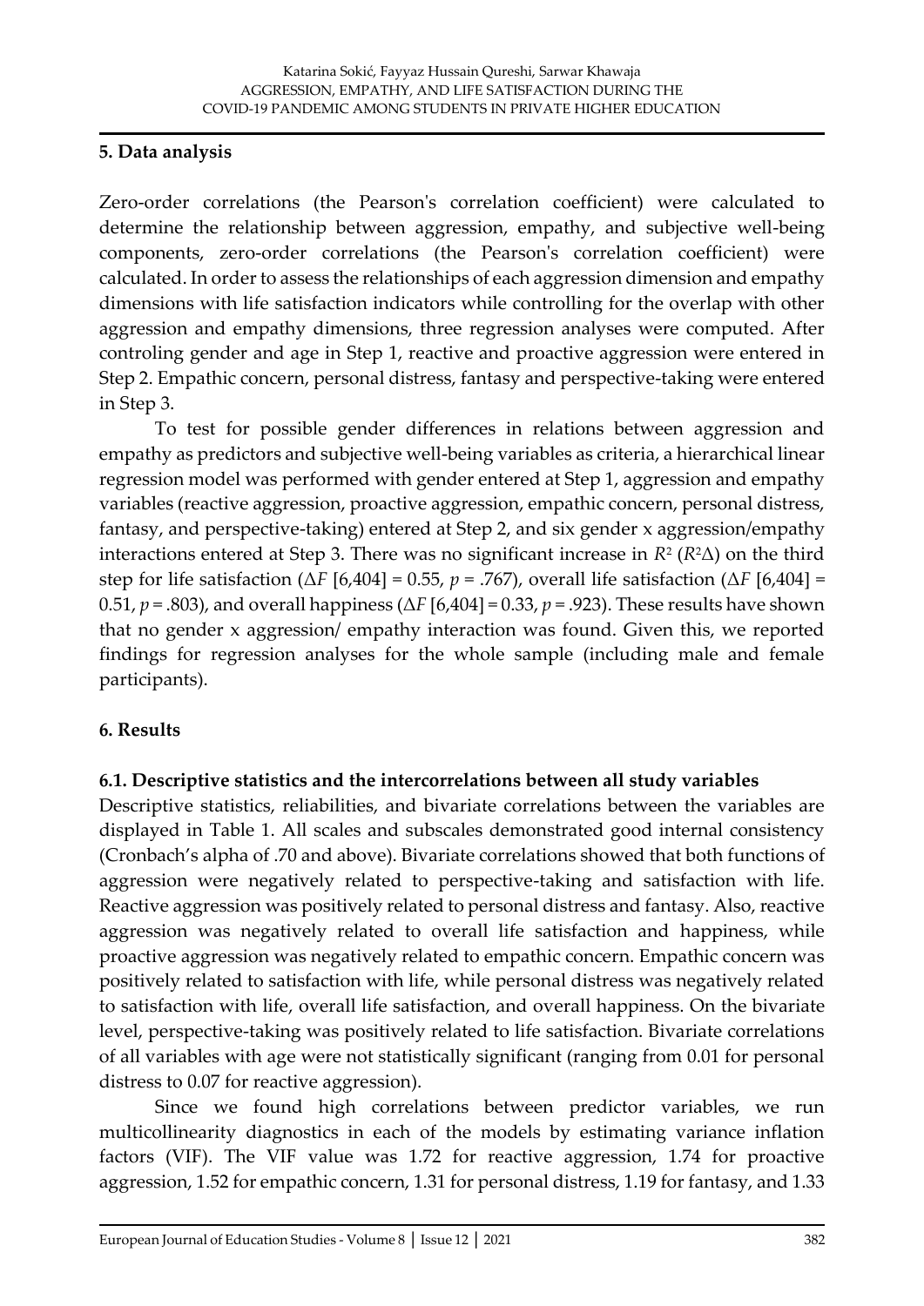## 5. Data analysis

Zero-order correlations (the Pearson's correlation coefficient) were calculated to determine the relationship between aggression, empathy, and subjective well-being components, zero-order correlations (the Pearson's correlation coefficient) were calculated. In order to assess the relationships of each aggression dimension and empathy dimensions with life satisfaction indicators while controlling for the overlap with other aggression and empathy dimensions, three regression analyses were computed. After controling gender and age in Step 1, reactive and proactive aggression were entered in Step 2. Empathic concern, personal distress, fantasy and perspective-taking were entered in Step 3.

To test for possible gender differences in relations between aggression and empathy as predictors and subjective well-being variables as criteria, a hierarchical linear regression model was performed with gender entered at Step 1, aggression and empathy variables (reactive aggression, proactive aggression, empathic concern, personal distress, fantasy, and perspective-taking) entered at Step 2, and six gender x aggression/empathy interactions entered at Step 3. There was no significant increase in $R^2$ ($R^2\Delta$) on the third step for life satisfaction ($\Delta F$ [6,404] = 0.55, $p$ = .767), overall life satisfaction ($\Delta F$ [6,404] = 0.51, $p$ = .803), and overall happiness ($\Delta F$ [6,404] = 0.33, $p$ = .923). These results have shown that no gender x aggression/ empathy interaction was found. Given this, we reported findings for regression analyses for the whole sample (including male and female participants).

## 6. Results

### 6.1. Descriptive statistics and the intercorrelations between all study variables

Descriptive statistics, reliabilities, and bivariate correlations between the variables are displayed in Table 1. All scales and subscales demonstrated good internal consistency (Cronbach's alpha of .70 and above). Bivariate correlations showed that both functions of aggression were negatively related to perspective-taking and satisfaction with life. Reactive aggression was positively related to personal distress and fantasy. Also, reactive aggression was negatively related to overall life satisfaction and happiness, while proactive aggression was negatively related to empathic concern. Empathic concern was positively related to satisfaction with life, while personal distress was negatively related to satisfaction with life, overall life satisfaction, and overall happiness. On the bivariate level, perspective-taking was positively related to life satisfaction. Bivariate correlations of all variables with age were not statistically significant (ranging from 0.01 for personal distress to 0.07 for reactive aggression).

Since we found high correlations between predictor variables, we run multicollinearity diagnostics in each of the models by estimating variance inflation factors (VIF). The VIF value was 1.72 for reactive aggression, 1.74 for proactive aggression, 1.52 for empathic concern, 1.31 for personal distress, 1.19 for fantasy, and 1.33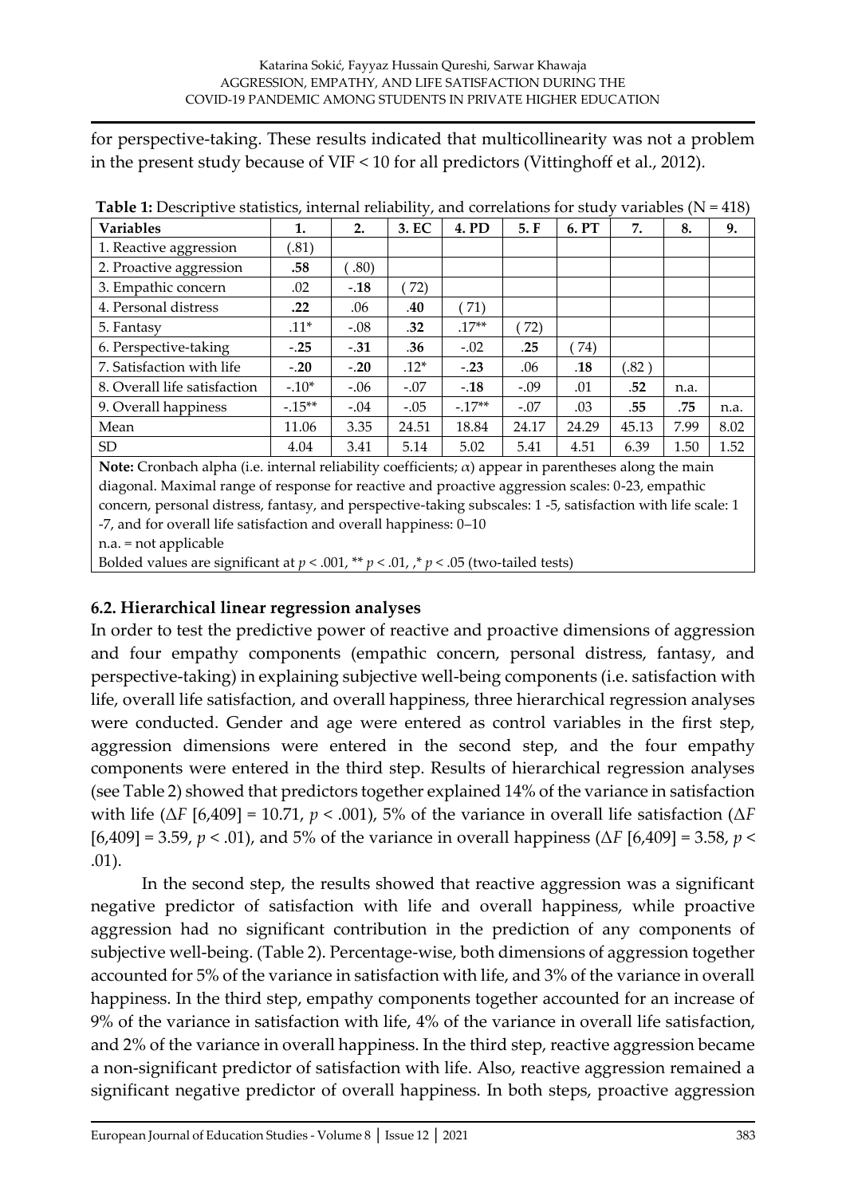for perspective-taking. These results indicated that multicollinearity was not a problem in the present study because of VIF < 10 for all predictors (Vittinghoff et al., 2012).

**Table 1:** Descriptive statistics, internal reliability, and correlations for study variables (N = 418)

| Variables | 1. | 2. | 3. EC | 4. PD | 5. F | 6. PT | 7. | 8. | 9. |
|---|---|---|---|---|---|---|---|---|---|
| 1. Reactive aggression | (.81) | | | | | | | | |
| 2. Proactive aggression | **.58** | ( .80) | | | | | | | |
| 3. Empathic concern | .02 | -**.18** | ( 72) | | | | | | |
| 4. Personal distress | **.22** | .06 | **.40** | ( 71) | | | | | |
| 5. Fantasy | .11* | -.08 | **.32** | .17** | ( 72) | | | | |
| 6. Perspective-taking | -**.25** | -**.31** | **.36** | -.02 | **.25** | ( 74) | | | |
| 7. Satisfaction with life | -**.20** | -**.20** | .12* | -**.23** | .06 | **.18** | (.82 ) | | |
| 8. Overall life satisfaction | -.10* | -.06 | -.07 | -**.18** | -.09 | .01 | **.52** | n.a. | |
| 9. Overall happiness | -.15** | -.04 | -.05 | -.17** | -.07 | .03 | **.55** | **.75** | n.a. |
| Mean | 11.06 | 3.35 | 24.51 | 18.84 | 24.17 | 24.29 | 45.13 | 7.99 | 8.02 |
| SD | 4.04 | 3.41 | 5.14 | 5.02 | 5.41 | 4.51 | 6.39 | 1.50 | 1.52 |

**Note:** Cronbach alpha (i.e. internal reliability coefficients; $\alpha$) appear in parentheses along the main diagonal. Maximal range of response for reactive and proactive aggression scales: 0-23, empathic concern, personal distress, fantasy, and perspective-taking subscales: 1 -5, satisfaction with life scale: 1 -7, and for overall life satisfaction and overall happiness: 0–10
n.a. = not applicable
Bolded values are significant at $p < .001$, ** $p < .01$, ,* $p < .05$ (two-tailed tests)

### 6.2. Hierarchical linear regression analyses

In order to test the predictive power of reactive and proactive dimensions of aggression and four empathy components (empathic concern, personal distress, fantasy, and perspective-taking) in explaining subjective well-being components (i.e. satisfaction with life, overall life satisfaction, and overall happiness, three hierarchical regression analyses were conducted. Gender and age were entered as control variables in the first step, aggression dimensions were entered in the second step, and the four empathy components were entered in the third step. Results of hierarchical regression analyses (see Table 2) showed that predictors together explained 14% of the variance in satisfaction with life ($\Delta F$ [6,409] = 10.71, $p < .001$), 5% of the variance in overall life satisfaction ($\Delta F$ [6,409] = 3.59, $p < .01$), and 5% of the variance in overall happiness ($\Delta F$ [6,409] = 3.58, $p < .01$).

In the second step, the results showed that reactive aggression was a significant negative predictor of satisfaction with life and overall happiness, while proactive aggression had no significant contribution in the prediction of any components of subjective well-being. (Table 2). Percentage-wise, both dimensions of aggression together accounted for 5% of the variance in satisfaction with life, and 3% of the variance in overall happiness. In the third step, empathy components together accounted for an increase of 9% of the variance in satisfaction with life, 4% of the variance in overall life satisfaction, and 2% of the variance in overall happiness. In the third step, reactive aggression became a non-significant predictor of satisfaction with life. Also, reactive aggression remained a significant negative predictor of overall happiness. In both steps, proactive aggression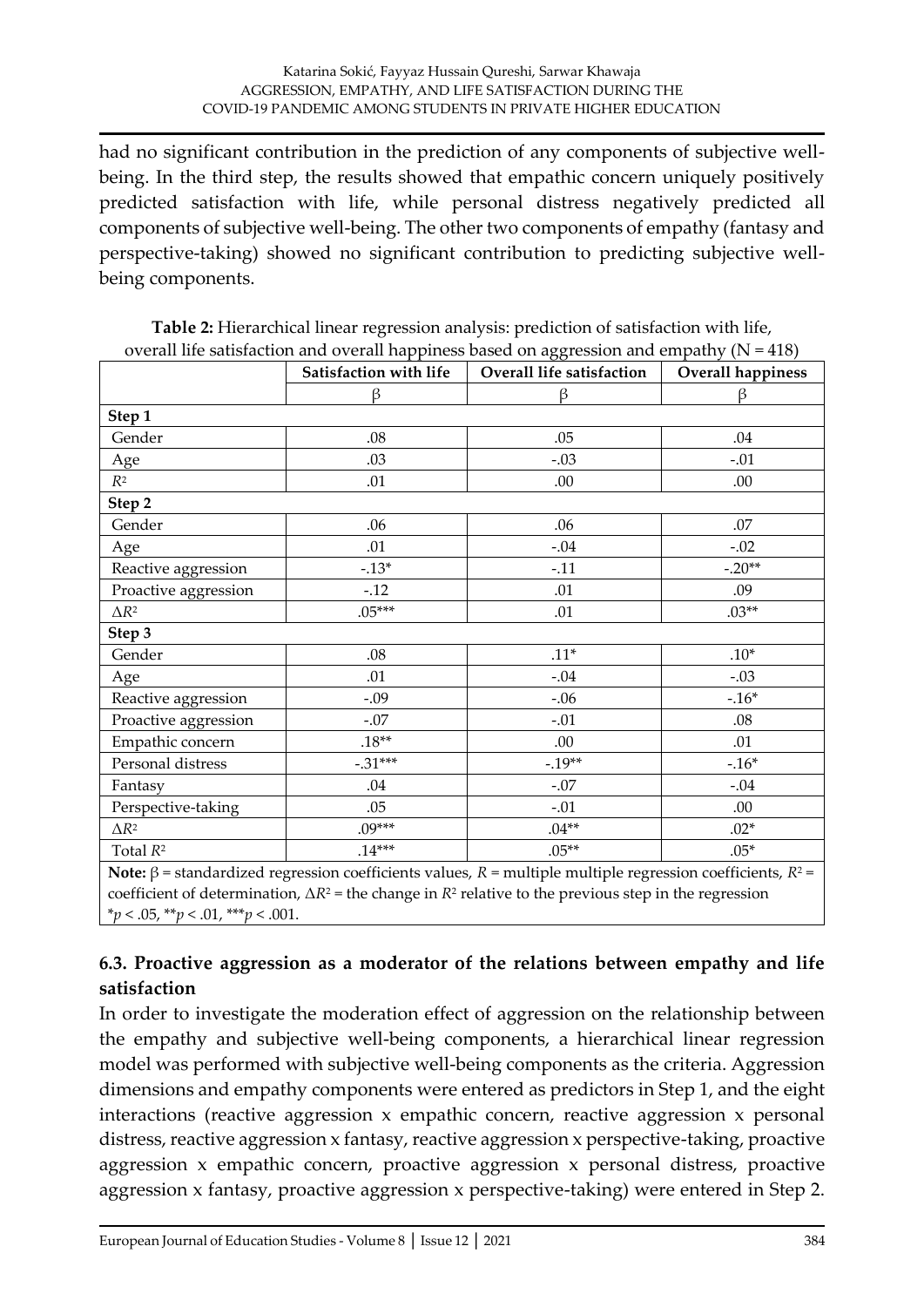had no significant contribution in the prediction of any components of subjective well-being. In the third step, the results showed that empathic concern uniquely positively predicted satisfaction with life, while personal distress negatively predicted all components of subjective well-being. The other two components of empathy (fantasy and perspective-taking) showed no significant contribution to predicting subjective well-being components.

**Table 2:** Hierarchical linear regression analysis: prediction of satisfaction with life, overall life satisfaction and overall happiness based on aggression and empathy (N = 418)

| | Satisfaction with life | Overall life satisfaction | Overall happiness |
|---|---|---|---|
| | β | β | β |
| **Step 1** | | | |
| Gender | .08 | .05 | .04 |
| Age | .03 | -.03 | -.01 |
| $R^2$ | .01 | .00 | .00 |
| **Step 2** | | | |
| Gender | .06 | .06 | .07 |
| Age | .01 | -.04 | -.02 |
| Reactive aggression | -.13* | -.11 | -.20** |
| Proactive aggression | -.12 | .01 | .09 |
| $\Delta R^2$ | .05*** | .01 | .03** |
| **Step 3** | | | |
| Gender | .08 | .11* | .10* |
| Age | .01 | -.04 | -.03 |
| Reactive aggression | -.09 | -.06 | -.16* |
| Proactive aggression | -.07 | -.01 | .08 |
| Empathic concern | .18** | .00 | .01 |
| Personal distress | -.31*** | -.19** | -.16* |
| Fantasy | .04 | -.07 | -.04 |
| Perspective-taking | .05 | -.01 | .00 |
| $\Delta R^2$ | .09*** | .04** | .02* |
| Total $R^2$ | .14*** | .05** | .05* |

**Note:** β = standardized regression coefficients values, $R$ = multiple multiple regression coefficients, $R^2$ = coefficient of determination, $\Delta R^2$ = the change in $R^2$ relative to the previous step in the regression
*$p < .05$, **$p < .01$, ***$p < .001$.

### 6.3. Proactive aggression as a moderator of the relations between empathy and life satisfaction

In order to investigate the moderation effect of aggression on the relationship between the empathy and subjective well-being components, a hierarchical linear regression model was performed with subjective well-being components as the criteria. Aggression dimensions and empathy components were entered as predictors in Step 1, and the eight interactions (reactive aggression x empathic concern, reactive aggression x personal distress, reactive aggression x fantasy, reactive aggression x perspective-taking, proactive aggression x empathic concern, proactive aggression x personal distress, proactive aggression x fantasy, proactive aggression x perspective-taking) were entered in Step 2.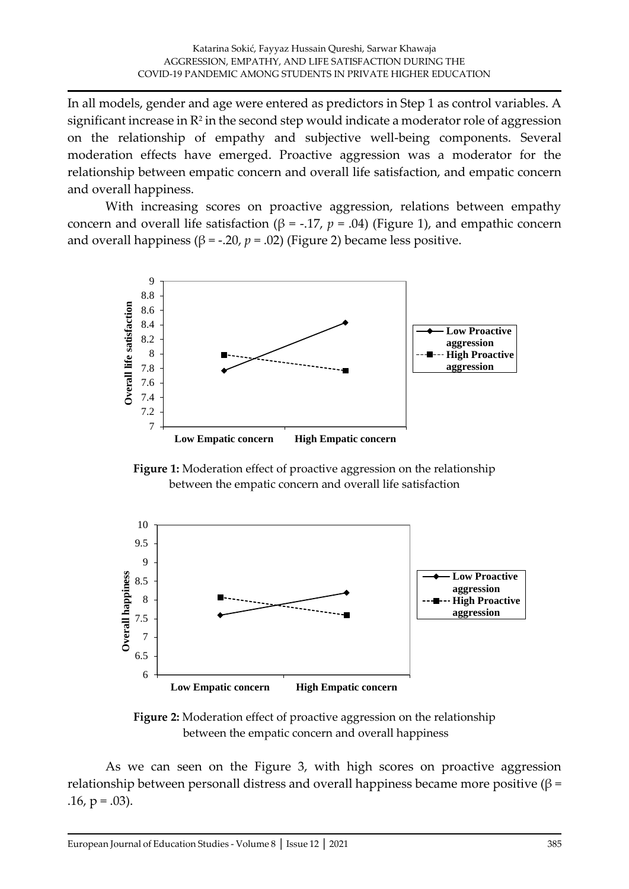In all models, gender and age were entered as predictors in Step 1 as control variables. A significant increase in $R^2$ in the second step would indicate a moderator role of aggression on the relationship of empathy and subjective well-being components. Several moderation effects have emerged. Proactive aggression was a moderator for the relationship between empatic concern and overall life satisfaction, and empatic concern and overall happiness.

With increasing scores on proactive aggression, relations between empathy concern and overall life satisfaction ($\beta = -.17$, $p = .04$) (Figure 1), and empathic concern and overall happiness ($\beta = -.20$, $p = .02$) (Figure 2) became less positive.

**Figure 1:** Moderation effect of proactive aggression on the relationship between the empatic concern and overall life satisfaction

**Figure 2:** Moderation effect of proactive aggression on the relationship between the empatic concern and overall happiness

As we can seen on the Figure 3, with high scores on proactive aggression relationship between personall distress and overall happiness became more positive ($\beta = .16$, $p = .03$).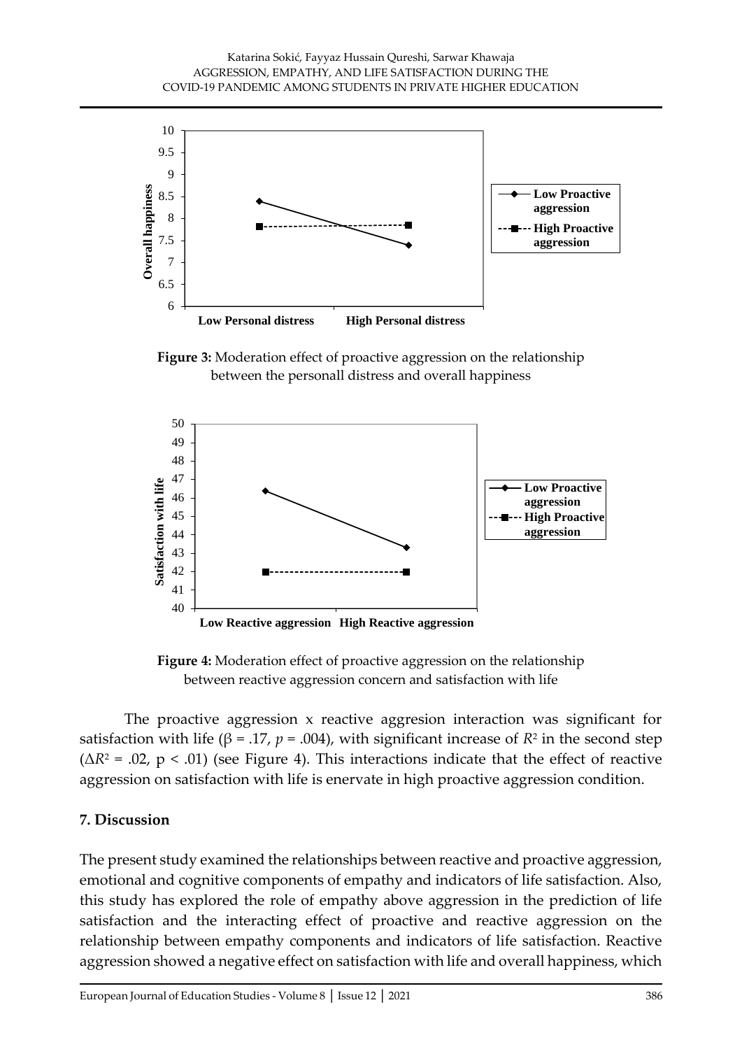**Figure 3:** Moderation effect of proactive aggression on the relationship between the personall distress and overall happiness

**Figure 4:** Moderation effect of proactive aggression on the relationship between reactive aggression concern and satisfaction with life

The proactive aggression x reactive aggresion interaction was significant for satisfaction with life ($\beta$ = .17, $p$ = .004), with significant increase of $R^2$ in the second step ($\Delta R^2$ = .02, p < .01) (see Figure 4). This interactions indicate that the effect of reactive aggression on satisfaction with life is enervate in high proactive aggression condition.

## 7. Discussion

The present study examined the relationships between reactive and proactive aggression, emotional and cognitive components of empathy and indicators of life satisfaction. Also, this study has explored the role of empathy above aggression in the prediction of life satisfaction and the interacting effect of proactive and reactive aggression on the relationship between empathy components and indicators of life satisfaction. Reactive aggression showed a negative effect on satisfaction with life and overall happiness, which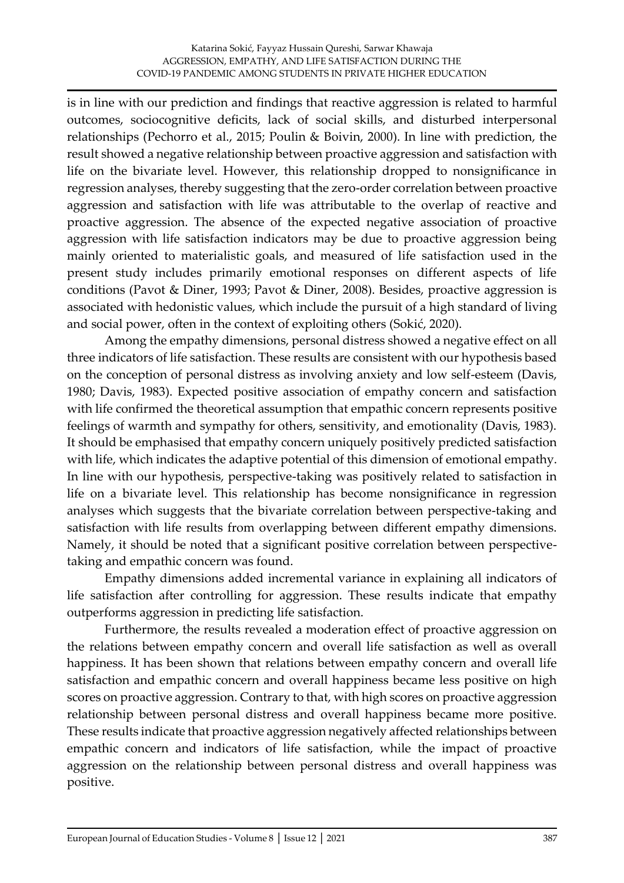is in line with our prediction and findings that reactive aggression is related to harmful outcomes, sociocognitive deficits, lack of social skills, and disturbed interpersonal relationships (Pechorro et al., 2015; Poulin & Boivin, 2000). In line with prediction, the result showed a negative relationship between proactive aggression and satisfaction with life on the bivariate level. However, this relationship dropped to nonsignificance in regression analyses, thereby suggesting that the zero-order correlation between proactive aggression and satisfaction with life was attributable to the overlap of reactive and proactive aggression. The absence of the expected negative association of proactive aggression with life satisfaction indicators may be due to proactive aggression being mainly oriented to materialistic goals, and measured of life satisfaction used in the present study includes primarily emotional responses on different aspects of life conditions (Pavot & Diner, 1993; Pavot & Diner, 2008). Besides, proactive aggression is associated with hedonistic values, which include the pursuit of a high standard of living and social power, often in the context of exploiting others (Sokić, 2020).

Among the empathy dimensions, personal distress showed a negative effect on all three indicators of life satisfaction. These results are consistent with our hypothesis based on the conception of personal distress as involving anxiety and low self-esteem (Davis, 1980; Davis, 1983). Expected positive association of empathy concern and satisfaction with life confirmed the theoretical assumption that empathic concern represents positive feelings of warmth and sympathy for others, sensitivity, and emotionality (Davis, 1983). It should be emphasised that empathy concern uniquely positively predicted satisfaction with life, which indicates the adaptive potential of this dimension of emotional empathy. In line with our hypothesis, perspective-taking was positively related to satisfaction in life on a bivariate level. This relationship has become nonsignificance in regression analyses which suggests that the bivariate correlation between perspective-taking and satisfaction with life results from overlapping between different empathy dimensions. Namely, it should be noted that a significant positive correlation between perspective-taking and empathic concern was found.

Empathy dimensions added incremental variance in explaining all indicators of life satisfaction after controlling for aggression. These results indicate that empathy outperforms aggression in predicting life satisfaction.

Furthermore, the results revealed a moderation effect of proactive aggression on the relations between empathy concern and overall life satisfaction as well as overall happiness. It has been shown that relations between empathy concern and overall life satisfaction and empathic concern and overall happiness became less positive on high scores on proactive aggression. Contrary to that, with high scores on proactive aggression relationship between personal distress and overall happiness became more positive. These results indicate that proactive aggression negatively affected relationships between empathic concern and indicators of life satisfaction, while the impact of proactive aggression on the relationship between personal distress and overall happiness was positive.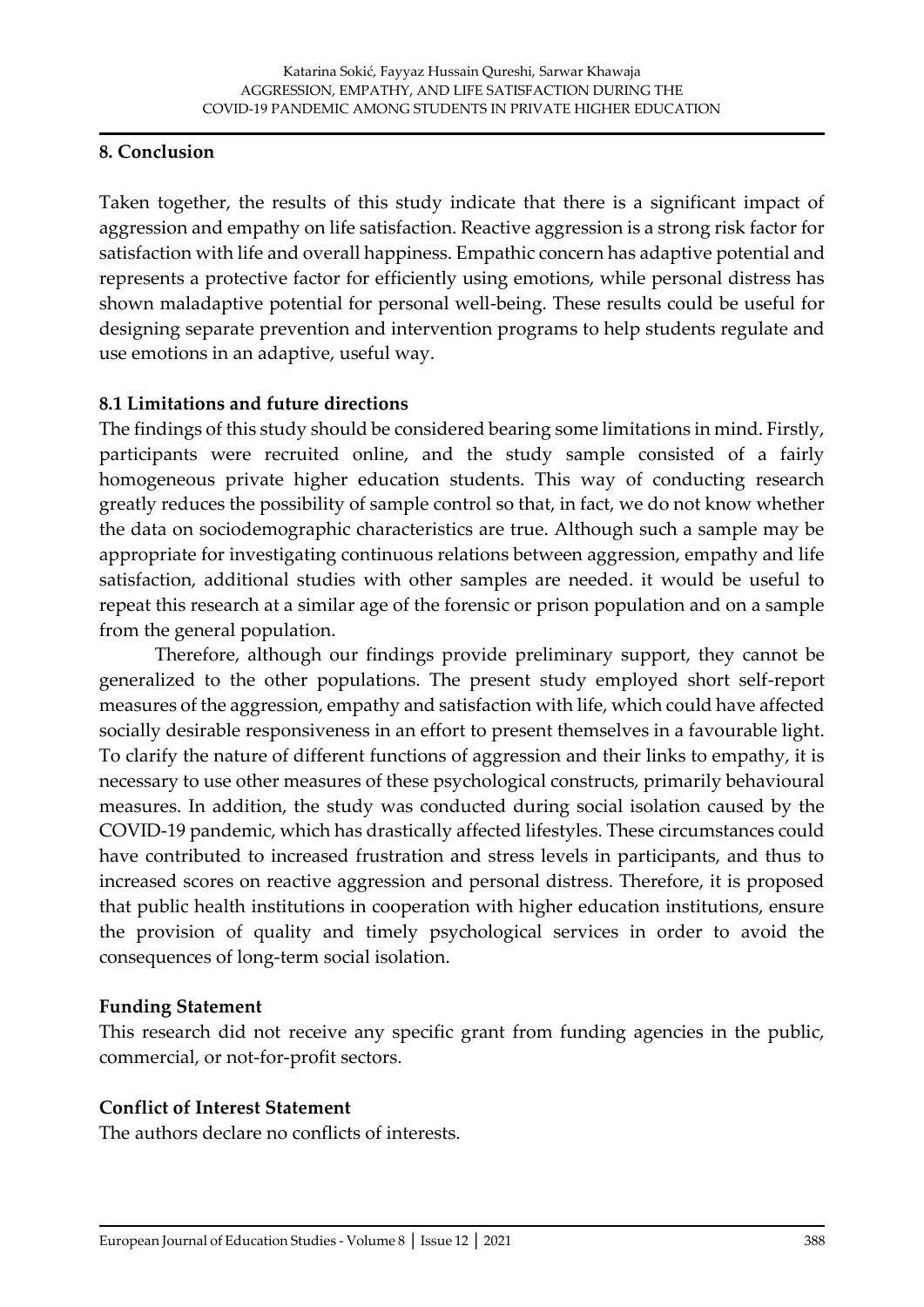## 8. Conclusion

Taken together, the results of this study indicate that there is a significant impact of aggression and empathy on life satisfaction. Reactive aggression is a strong risk factor for satisfaction with life and overall happiness. Empathic concern has adaptive potential and represents a protective factor for efficiently using emotions, while personal distress has shown maladaptive potential for personal well-being. These results could be useful for designing separate prevention and intervention programs to help students regulate and use emotions in an adaptive, useful way.

### 8.1 Limitations and future directions

The findings of this study should be considered bearing some limitations in mind. Firstly, participants were recruited online, and the study sample consisted of a fairly homogeneous private higher education students. This way of conducting research greatly reduces the possibility of sample control so that, in fact, we do not know whether the data on sociodemographic characteristics are true. Although such a sample may be appropriate for investigating continuous relations between aggression, empathy and life satisfaction, additional studies with other samples are needed. it would be useful to repeat this research at a similar age of the forensic or prison population and on a sample from the general population.

Therefore, although our findings provide preliminary support, they cannot be generalized to the other populations. The present study employed short self-report measures of the aggression, empathy and satisfaction with life, which could have affected socially desirable responsiveness in an effort to present themselves in a favourable light. To clarify the nature of different functions of aggression and their links to empathy, it is necessary to use other measures of these psychological constructs, primarily behavioural measures. In addition, the study was conducted during social isolation caused by the COVID-19 pandemic, which has drastically affected lifestyles. These circumstances could have contributed to increased frustration and stress levels in participants, and thus to increased scores on reactive aggression and personal distress. Therefore, it is proposed that public health institutions in cooperation with higher education institutions, ensure the provision of quality and timely psychological services in order to avoid the consequences of long-term social isolation.

### Funding Statement

This research did not receive any specific grant from funding agencies in the public, commercial, or not-for-profit sectors.

### Conflict of Interest Statement

The authors declare no conflicts of interests.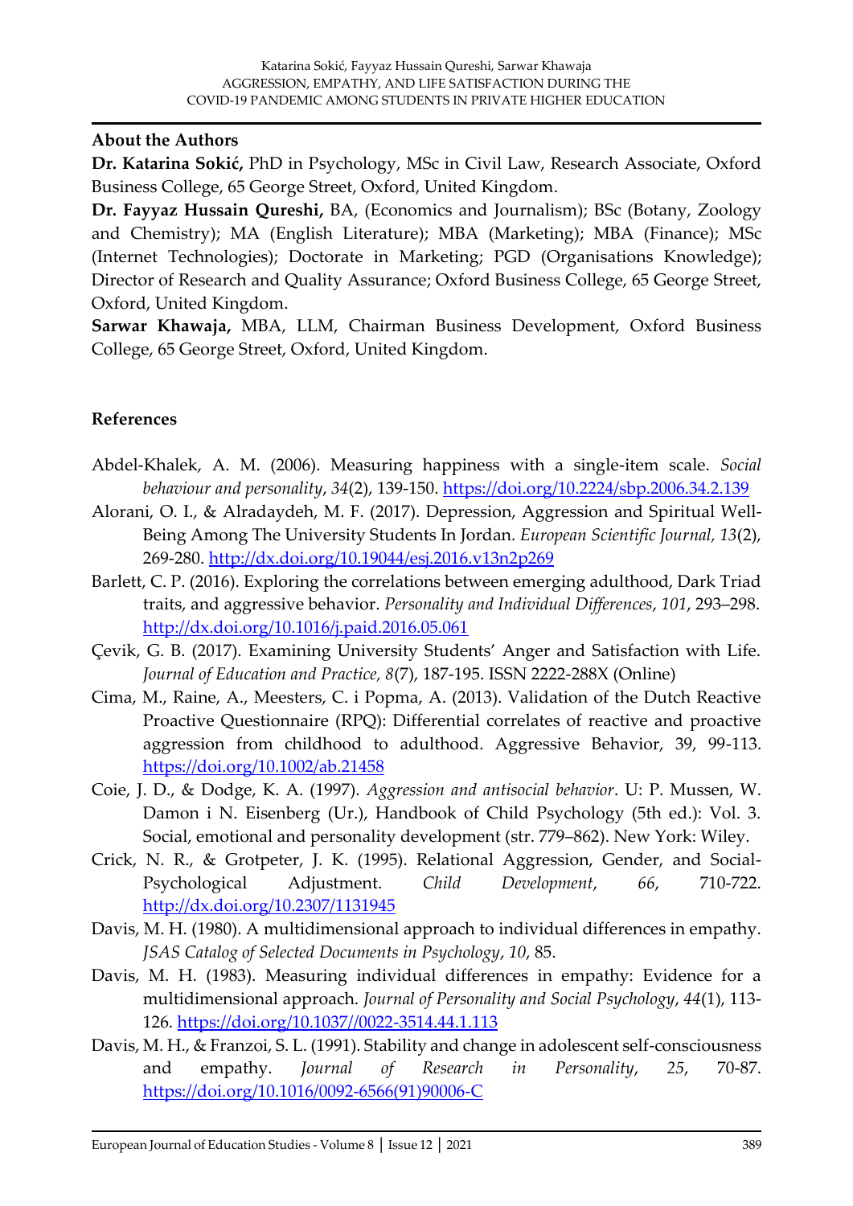## About the Authors

**Dr. Katarina Sokić,** PhD in Psychology, MSc in Civil Law, Research Associate, Oxford Business College, 65 George Street, Oxford, United Kingdom.

**Dr. Fayyaz Hussain Qureshi,** BA, (Economics and Journalism); BSc (Botany, Zoology and Chemistry); MA (English Literature); MBA (Marketing); MBA (Finance); MSc (Internet Technologies); Doctorate in Marketing; PGD (Organisations Knowledge); Director of Research and Quality Assurance; Oxford Business College, 65 George Street, Oxford, United Kingdom.

**Sarwar Khawaja,** MBA, LLM, Chairman Business Development, Oxford Business College, 65 George Street, Oxford, United Kingdom.

## References

Abdel-Khalek, A. M. (2006). Measuring happiness with a single-item scale. *Social behaviour and personality*, *34*(2), 139-150. https://doi.org/10.2224/sbp.2006.34.2.139

Alorani, O. I., & Alradaydeh, M. F. (2017). Depression, Aggression and Spiritual Well-Being Among The University Students In Jordan. *European Scientific Journal, 13*(2), 269-280. http://dx.doi.org/10.19044/esj.2016.v13n2p269

Barlett, C. P. (2016). Exploring the correlations between emerging adulthood, Dark Triad traits, and aggressive behavior. *Personality and Individual Differences*, *101*, 293–298. http://dx.doi.org/10.1016/j.paid.2016.05.061

Çevik, G. B. (2017). Examining University Students' Anger and Satisfaction with Life. *Journal of Education and Practice, 8*(7), 187-195. ISSN 2222-288X (Online)

Cima, M., Raine, A., Meesters, C. i Popma, A. (2013). Validation of the Dutch Reactive Proactive Questionnaire (RPQ): Differential correlates of reactive and proactive aggression from childhood to adulthood. Aggressive Behavior, 39, 99-113. https://doi.org/10.1002/ab.21458

Coie, J. D., & Dodge, K. A. (1997). *Aggression and antisocial behavior*. U: P. Mussen, W. Damon i N. Eisenberg (Ur.), Handbook of Child Psychology (5th ed.): Vol. 3. Social, emotional and personality development (str. 779–862). New York: Wiley.

Crick, N. R., & Grotpeter, J. K. (1995). Relational Aggression, Gender, and Social-Psychological Adjustment. *Child Development*, *66*, 710-722. http://dx.doi.org/10.2307/1131945

Davis, M. H. (1980). A multidimensional approach to individual differences in empathy. *JSAS Catalog of Selected Documents in Psychology*, *10*, 85.

Davis, M. H. (1983). Measuring individual differences in empathy: Evidence for a multidimensional approach. *Journal of Personality and Social Psychology*, *44*(1), 113-126. https://doi.org/10.1037//0022-3514.44.1.113

Davis, M. H., & Franzoi, S. L. (1991). Stability and change in adolescent self-consciousness and empathy. *Journal of Research in Personality*, *25*, 70-87. https://doi.org/10.1016/0092-6566(91)90006-C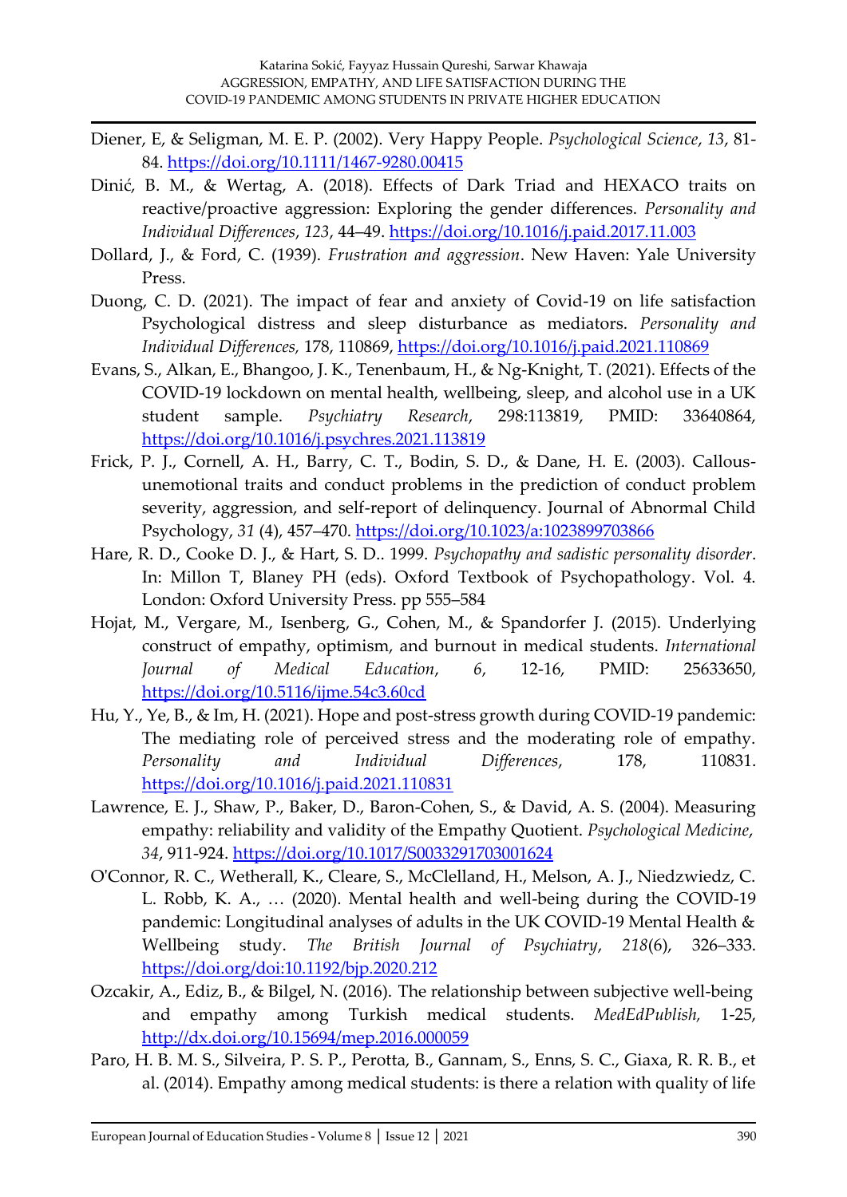Diener, E, & Seligman, M. E. P. (2002). Very Happy People. *Psychological Science*, *13*, 81-84. https://doi.org/10.1111/1467-9280.00415

Dinić, B. M., & Wertag, A. (2018). Effects of Dark Triad and HEXACO traits on reactive/proactive aggression: Exploring the gender differences. *Personality and Individual Differences*, *123*, 44–49. https://doi.org/10.1016/j.paid.2017.11.003

Dollard, J., & Ford, C. (1939). *Frustration and aggression*. New Haven: Yale University Press.

Duong, C. D. (2021). The impact of fear and anxiety of Covid-19 on life satisfaction Psychological distress and sleep disturbance as mediators. *Personality and Individual Differences,* 178, 110869, https://doi.org/10.1016/j.paid.2021.110869

Evans, S., Alkan, E., Bhangoo, J. K., Tenenbaum, H., & Ng-Knight, T. (2021). Effects of the COVID-19 lockdown on mental health, wellbeing, sleep, and alcohol use in a UK student sample. *Psychiatry Research*, 298:113819, PMID: 33640864, https://doi.org/10.1016/j.psychres.2021.113819

Frick, P. J., Cornell, A. H., Barry, C. T., Bodin, S. D., & Dane, H. E. (2003). Callous-unemotional traits and conduct problems in the prediction of conduct problem severity, aggression, and self-report of delinquency. Journal of Abnormal Child Psychology, *31* (4), 457–470. https://doi.org/10.1023/a:1023899703866

Hare, R. D., Cooke D. J., & Hart, S. D.. 1999. *Psychopathy and sadistic personality disorder*. In: Millon T, Blaney PH (eds). Oxford Textbook of Psychopathology. Vol. 4. London: Oxford University Press. pp 555–584

Hojat, M., Vergare, M., Isenberg, G., Cohen, M., & Spandorfer J. (2015). Underlying construct of empathy, optimism, and burnout in medical students. *International Journal of Medical Education*, *6*, 12-16, PMID: 25633650, https://doi.org/10.5116/ijme.54c3.60cd

Hu, Y., Ye, B., & Im, H. (2021). Hope and post-stress growth during COVID-19 pandemic: The mediating role of perceived stress and the moderating role of empathy. *Personality and Individual Differences*, 178, 110831. https://doi.org/10.1016/j.paid.2021.110831

Lawrence, E. J., Shaw, P., Baker, D., Baron-Cohen, S., & David, A. S. (2004). Measuring empathy: reliability and validity of the Empathy Quotient. *Psychological Medicine*, *34*, 911-924. https://doi.org/10.1017/S0033291703001624

O'Connor, R. C., Wetherall, K., Cleare, S., McClelland, H., Melson, A. J., Niedzwiedz, C. L. Robb, K. A., … (2020). Mental health and well-being during the COVID-19 pandemic: Longitudinal analyses of adults in the UK COVID-19 Mental Health & Wellbeing study. *The British Journal of Psychiatry*, *218*(6), 326–333. https://doi.org/doi:10.1192/bjp.2020.212

Ozcakir, A., Ediz, B., & Bilgel, N. (2016). The relationship between subjective well-being and empathy among Turkish medical students. *MedEdPublish,* 1-25, http://dx.doi.org/10.15694/mep.2016.000059

Paro, H. B. M. S., Silveira, P. S. P., Perotta, B., Gannam, S., Enns, S. C., Giaxa, R. R. B., et al. (2014). Empathy among medical students: is there a relation with quality of life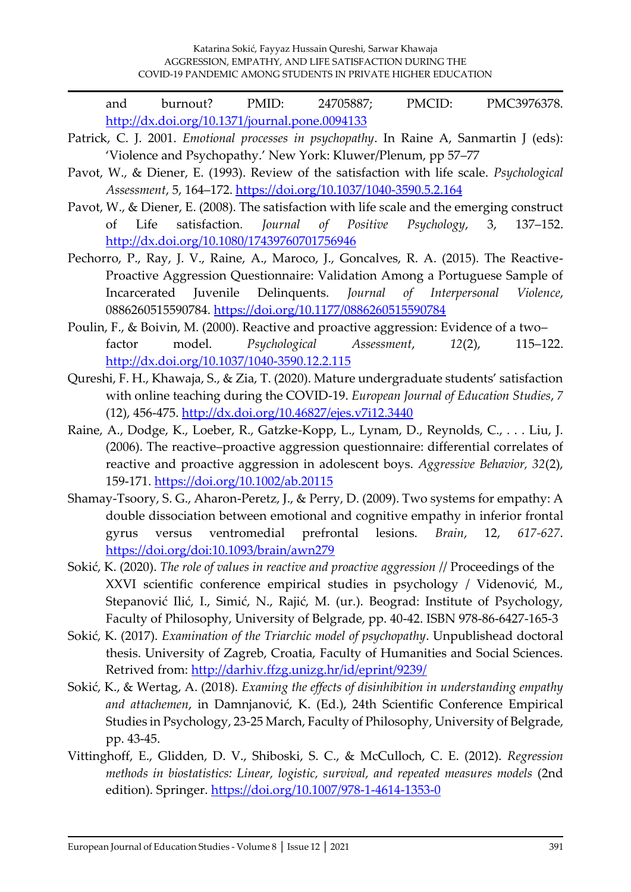and burnout? PMID: 24705887; PMCID: PMC3976378. http://dx.doi.org/10.1371/journal.pone.0094133

Patrick, C. J. 2001. *Emotional processes in psychopathy*. In Raine A, Sanmartin J (eds): 'Violence and Psychopathy.' New York: Kluwer/Plenum, pp 57–77

Pavot, W., & Diener, E. (1993). Review of the satisfaction with life scale. *Psychological Assessment*, 5, 164–172. https://doi.org/10.1037/1040-3590.5.2.164

Pavot, W., & Diener, E. (2008). The satisfaction with life scale and the emerging construct of Life satisfaction. *Journal of Positive Psychology*, 3, 137–152. http://dx.doi.org/10.1080/17439760701756946

Pechorro, P., Ray, J. V., Raine, A., Maroco, J., Goncalves, R. A. (2015). The Reactive-Proactive Aggression Questionnaire: Validation Among a Portuguese Sample of Incarcerated Juvenile Delinquents. *Journal of Interpersonal Violence*, 0886260515590784. https://doi.org/10.1177/0886260515590784

Poulin, F., & Boivin, M. (2000). Reactive and proactive aggression: Evidence of a two–factor model. *Psychological Assessment*, *12*(2), 115–122. http://dx.doi.org/10.1037/1040-3590.12.2.115

Qureshi, F. H., Khawaja, S., & Zia, T. (2020). Mature undergraduate students' satisfaction with online teaching during the COVID-19. *European Journal of Education Studies*, *7* (12), 456-475. http://dx.doi.org/10.46827/ejes.v7i12.3440

Raine, A., Dodge, K., Loeber, R., Gatzke-Kopp, L., Lynam, D., Reynolds, C., . . . Liu, J. (2006). The reactive–proactive aggression questionnaire: differential correlates of reactive and proactive aggression in adolescent boys. *Aggressive Behavior, 32*(2), 159-171. https://doi.org/10.1002/ab.20115

Shamay-Tsoory, S. G., Aharon-Peretz, J., & Perry, D. (2009). Two systems for empathy: A double dissociation between emotional and cognitive empathy in inferior frontal gyrus versus ventromedial prefrontal lesions. *Brain*, 12, *617-627*. https://doi.org/doi:10.1093/brain/awn279

Sokić, K. (2020). *The role of values in reactive and proactive aggression* // Proceedings of the XXVI scientific conference empirical studies in psychology / Videnović, M., Stepanović Ilić, I., Simić, N., Rajić, M. (ur.). Beograd: Institute of Psychology, Faculty of Philosophy, University of Belgrade, pp. 40-42. ISBN 978-86-6427-165-3

Sokić, K. (2017). *Examination of the Triarchic model of psychopathy*. Unpublishead doctoral thesis. University of Zagreb, Croatia, Faculty of Humanities and Social Sciences. Retrived from: http://darhiv.ffzg.unizg.hr/id/eprint/9239/

Sokić, K., & Wertag, A. (2018). *Examing the effects of disinhibition in understanding empathy and attachemen*, in Damnjanović, K. (Ed.), 24th Scientific Conference Empirical Studies in Psychology, 23-25 March, Faculty of Philosophy, University of Belgrade, pp. 43-45.

Vittinghoff, E., Glidden, D. V., Shiboski, S. C., & McCulloch, C. E. (2012). *Regression methods in biostatistics: Linear, logistic, survival, and repeated measures models* (2nd edition). Springer. https://doi.org/10.1007/978-1-4614-1353-0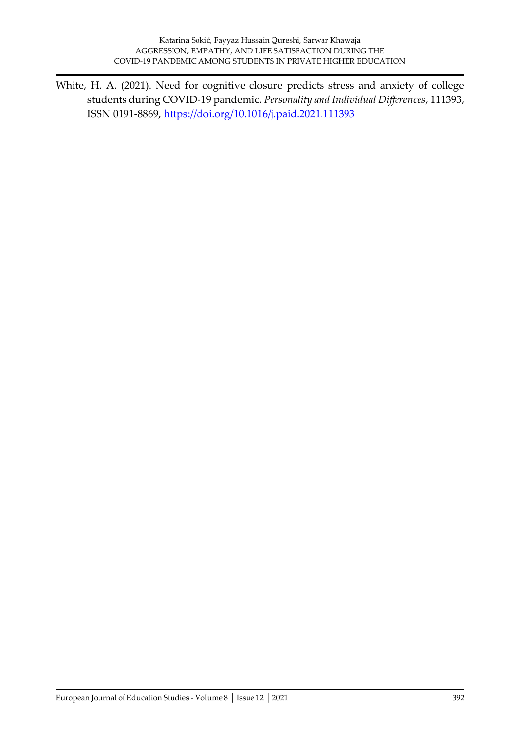White, H. A. (2021). Need for cognitive closure predicts stress and anxiety of college students during COVID-19 pandemic. *Personality and Individual Differences*, 111393, ISSN 0191-8869, https://doi.org/10.1016/j.paid.2021.111393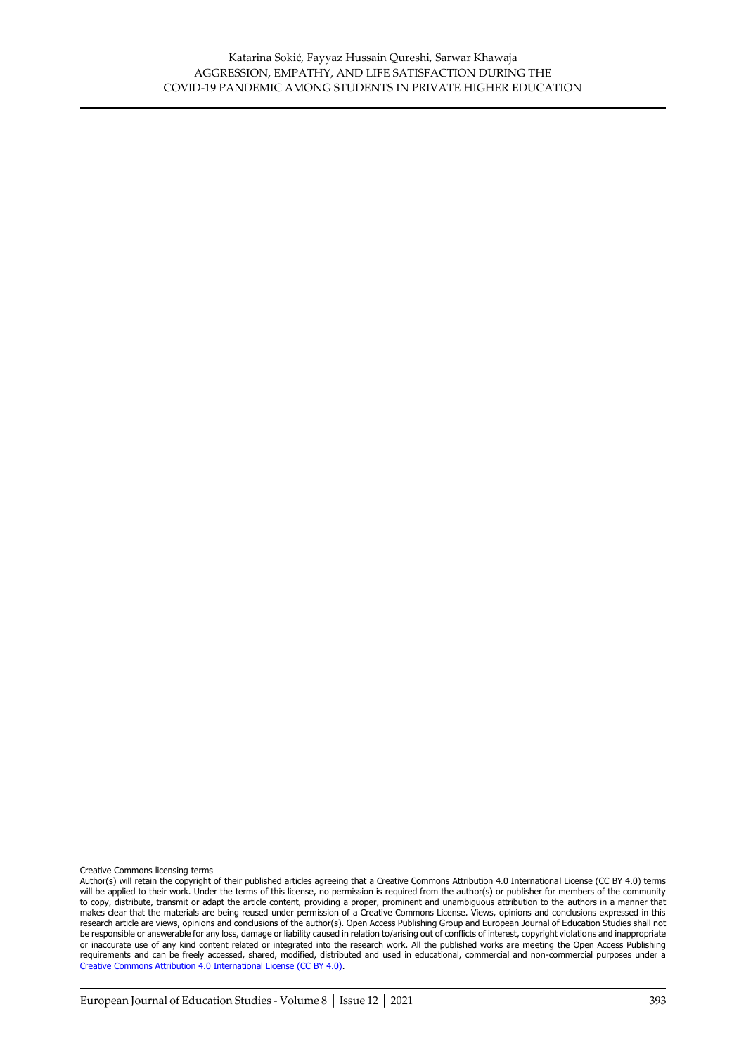Creative Commons licensing terms

Author(s) will retain the copyright of their published articles agreeing that a Creative Commons Attribution 4.0 International License (CC BY 4.0) terms will be applied to their work. Under the terms of this license, no permission is required from the author(s) or publisher for members of the community to copy, distribute, transmit or adapt the article content, providing a proper, prominent and unambiguous attribution to the authors in a manner that makes clear that the materials are being reused under permission of a Creative Commons License. Views, opinions and conclusions expressed in this research article are views, opinions and conclusions of the author(s). Open Access Publishing Group and European Journal of Education Studies shall not be responsible or answerable for any loss, damage or liability caused in relation to/arising out of conflicts of interest, copyright violations and inappropriate or inaccurate use of any kind content related or integrated into the research work. All the published works are meeting the Open Access Publishing requirements and can be freely accessed, shared, modified, distributed and used in educational, commercial and non-commercial purposes under a Creative Commons Attribution 4.0 International License (CC BY 4.0).